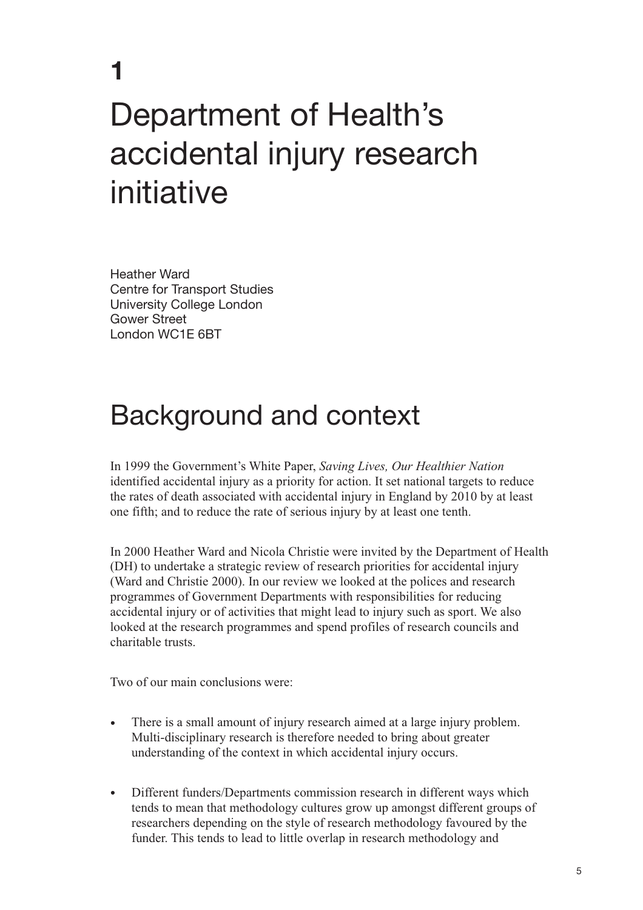# 1

# Department of Health's accidental injury research initiative

Heather Ward
Centre for Transport Studies
University College London
Gower Street
London WC1E 6BT

## Background and context

In 1999 the Government's White Paper, *Saving Lives, Our Healthier Nation* identified accidental injury as a priority for action. It set national targets to reduce the rates of death associated with accidental injury in England by 2010 by at least one fifth; and to reduce the rate of serious injury by at least one tenth.

In 2000 Heather Ward and Nicola Christie were invited by the Department of Health (DH) to undertake a strategic review of research priorities for accidental injury (Ward and Christie 2000). In our review we looked at the polices and research programmes of Government Departments with responsibilities for reducing accidental injury or of activities that might lead to injury such as sport. We also looked at the research programmes and spend profiles of research councils and charitable trusts.

Two of our main conclusions were:

- There is a small amount of injury research aimed at a large injury problem. Multi-disciplinary research is therefore needed to bring about greater understanding of the context in which accidental injury occurs.
- Different funders/Departments commission research in different ways which tends to mean that methodology cultures grow up amongst different groups of researchers depending on the style of research methodology favoured by the funder. This tends to lead to little overlap in research methodology and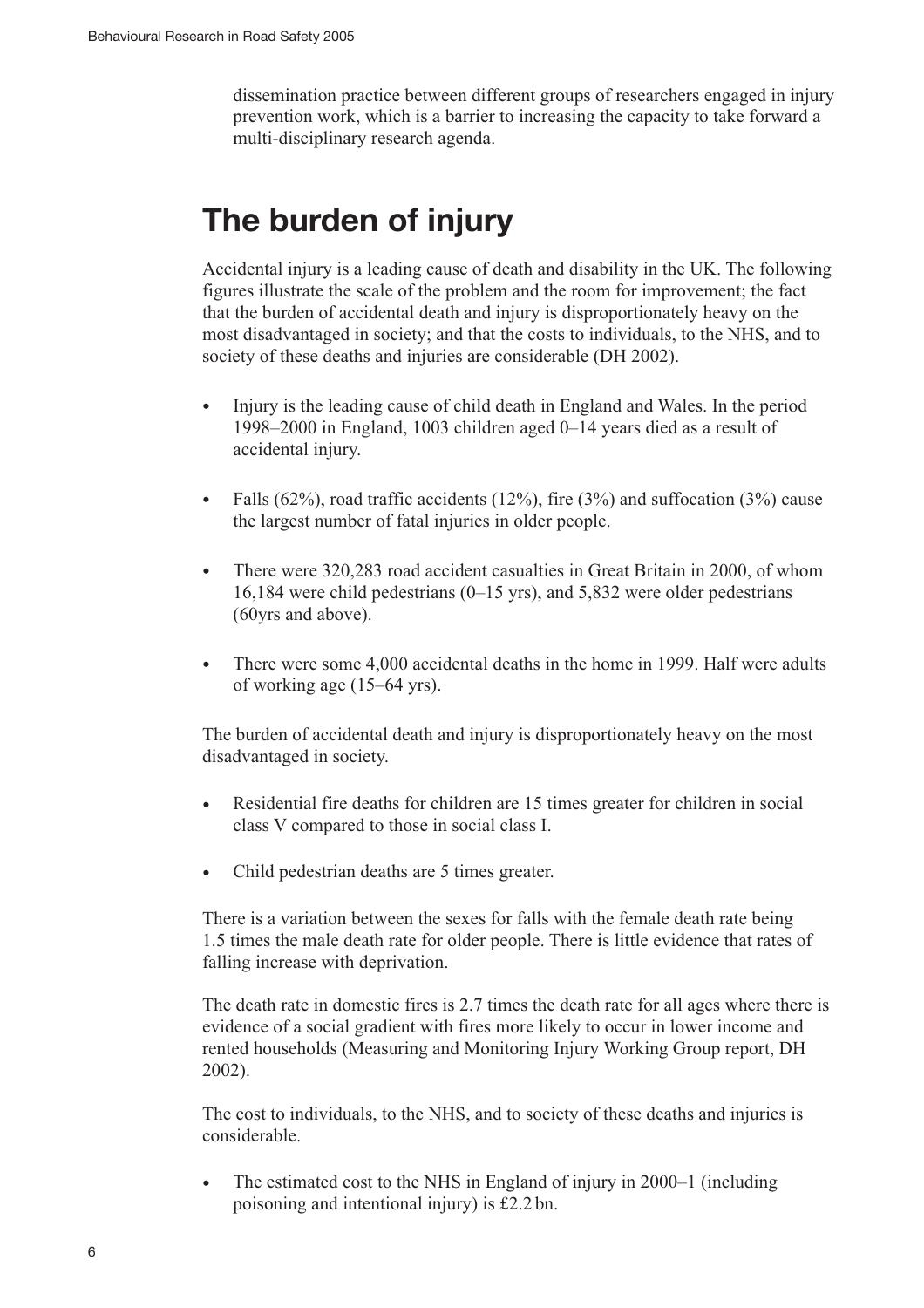dissemination practice between different groups of researchers engaged in injury prevention work, which is a barrier to increasing the capacity to take forward a multi-disciplinary research agenda.

## The burden of injury

Accidental injury is a leading cause of death and disability in the UK. The following figures illustrate the scale of the problem and the room for improvement; the fact that the burden of accidental death and injury is disproportionately heavy on the most disadvantaged in society; and that the costs to individuals, to the NHS, and to society of these deaths and injuries are considerable (DH 2002).

- Injury is the leading cause of child death in England and Wales. In the period 1998–2000 in England, 1003 children aged 0–14 years died as a result of accidental injury.
- Falls (62%), road traffic accidents (12%), fire (3%) and suffocation (3%) cause the largest number of fatal injuries in older people.
- There were 320,283 road accident casualties in Great Britain in 2000, of whom 16,184 were child pedestrians (0–15 yrs), and 5,832 were older pedestrians (60yrs and above).
- There were some 4,000 accidental deaths in the home in 1999. Half were adults of working age (15–64 yrs).

The burden of accidental death and injury is disproportionately heavy on the most disadvantaged in society.

- Residential fire deaths for children are 15 times greater for children in social class V compared to those in social class I.
- Child pedestrian deaths are 5 times greater.

There is a variation between the sexes for falls with the female death rate being 1.5 times the male death rate for older people. There is little evidence that rates of falling increase with deprivation.

The death rate in domestic fires is 2.7 times the death rate for all ages where there is evidence of a social gradient with fires more likely to occur in lower income and rented households (Measuring and Monitoring Injury Working Group report, DH 2002).

The cost to individuals, to the NHS, and to society of these deaths and injuries is considerable.

- The estimated cost to the NHS in England of injury in 2000–1 (including poisoning and intentional injury) is £2.2 bn.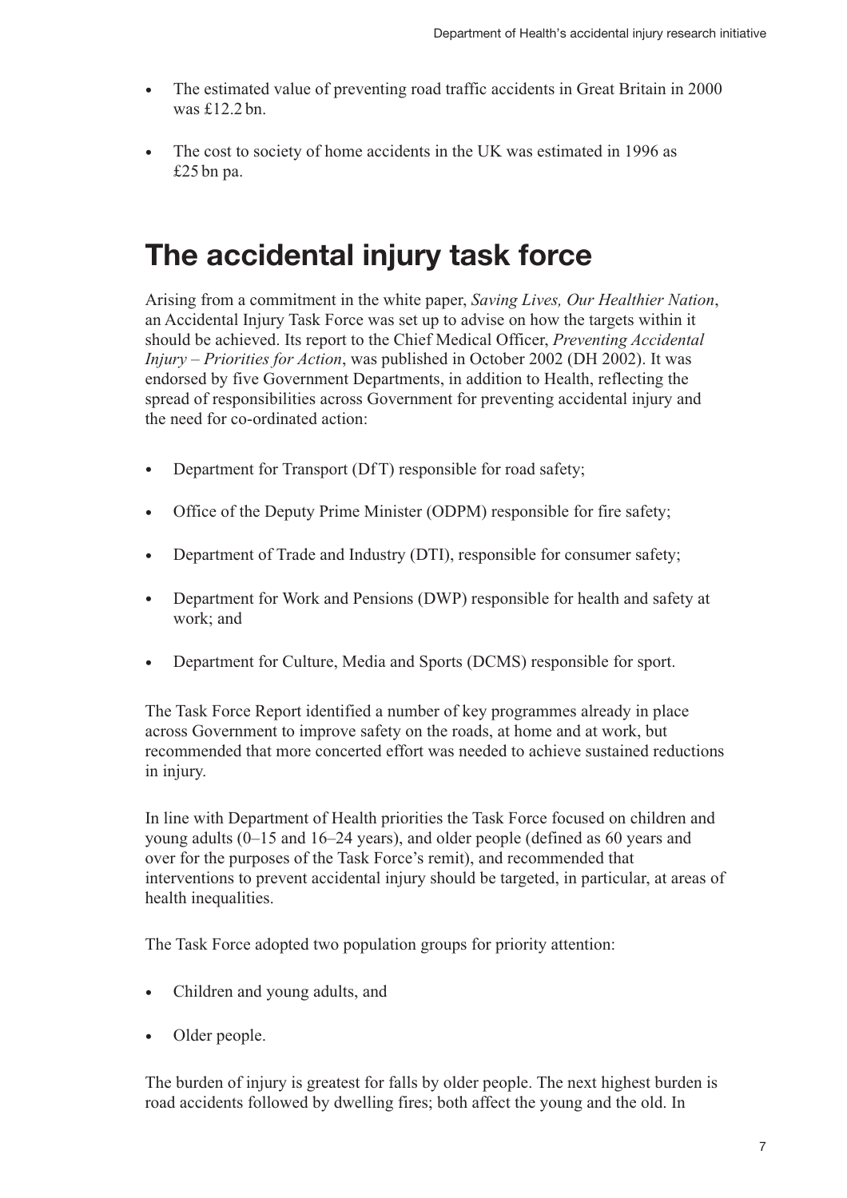- The estimated value of preventing road traffic accidents in Great Britain in 2000 was £12.2 bn.
- The cost to society of home accidents in the UK was estimated in 1996 as £25 bn pa.

## The accidental injury task force

Arising from a commitment in the white paper, *Saving Lives, Our Healthier Nation*, an Accidental Injury Task Force was set up to advise on how the targets within it should be achieved. Its report to the Chief Medical Officer, *Preventing Accidental Injury – Priorities for Action*, was published in October 2002 (DH 2002). It was endorsed by five Government Departments, in addition to Health, reflecting the spread of responsibilities across Government for preventing accidental injury and the need for co-ordinated action:

- Department for Transport (DfT) responsible for road safety;
- Office of the Deputy Prime Minister (ODPM) responsible for fire safety;
- Department of Trade and Industry (DTI), responsible for consumer safety;
- Department for Work and Pensions (DWP) responsible for health and safety at work; and
- Department for Culture, Media and Sports (DCMS) responsible for sport.

The Task Force Report identified a number of key programmes already in place across Government to improve safety on the roads, at home and at work, but recommended that more concerted effort was needed to achieve sustained reductions in injury.

In line with Department of Health priorities the Task Force focused on children and young adults (0–15 and 16–24 years), and older people (defined as 60 years and over for the purposes of the Task Force's remit), and recommended that interventions to prevent accidental injury should be targeted, in particular, at areas of health inequalities.

The Task Force adopted two population groups for priority attention:

- Children and young adults, and
- Older people.

The burden of injury is greatest for falls by older people. The next highest burden is road accidents followed by dwelling fires; both affect the young and the old. In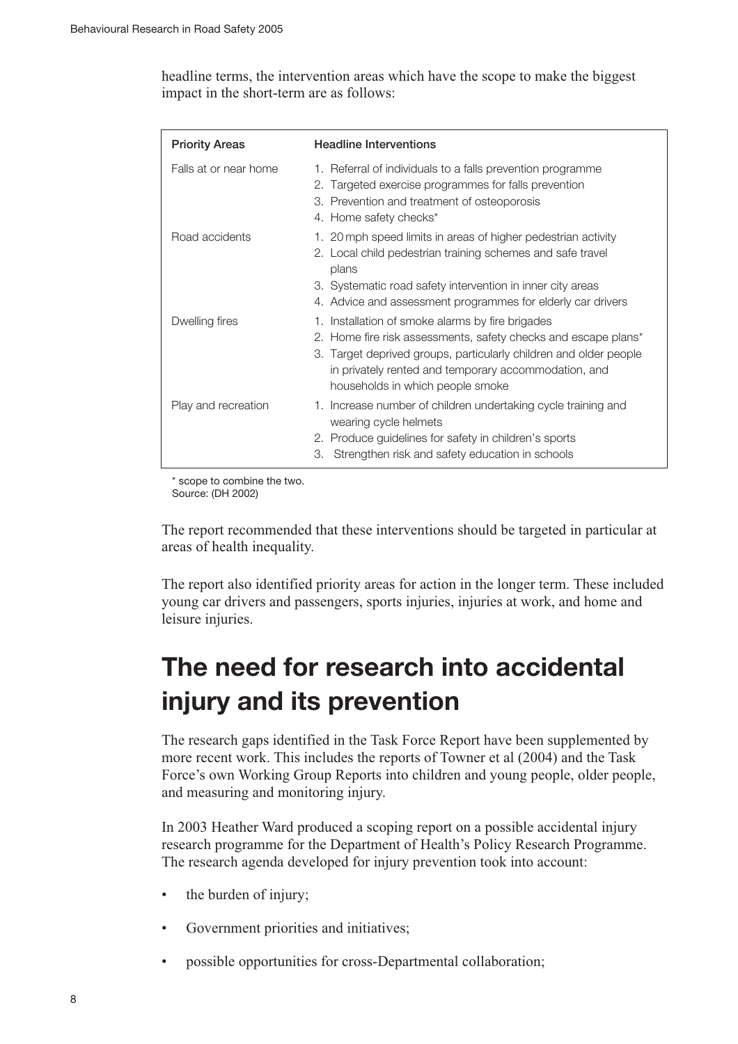headline terms, the intervention areas which have the scope to make the biggest impact in the short-term are as follows:

| Priority Areas | Headline Interventions |
| --- | --- |
| Falls at or near home | 1. Referral of individuals to a falls prevention programme<br>2. Targeted exercise programmes for falls prevention<br>3. Prevention and treatment of osteoporosis<br>4. Home safety checks* |
| Road accidents | 1. 20 mph speed limits in areas of higher pedestrian activity<br>2. Local child pedestrian training schemes and safe travel plans<br>3. Systematic road safety intervention in inner city areas<br>4. Advice and assessment programmes for elderly car drivers |
| Dwelling fires | 1. Installation of smoke alarms by fire brigades<br>2. Home fire risk assessments, safety checks and escape plans*<br>3. Target deprived groups, particularly children and older people in privately rented and temporary accommodation, and households in which people smoke |
| Play and recreation | 1. Increase number of children undertaking cycle training and wearing cycle helmets<br>2. Produce guidelines for safety in children's sports<br>3. Strengthen risk and safety education in schools |

\* scope to combine the two.
Source: (DH 2002)

The report recommended that these interventions should be targeted in particular at areas of health inequality.

The report also identified priority areas for action in the longer term. These included young car drivers and passengers, sports injuries, injuries at work, and home and leisure injuries.

## The need for research into accidental injury and its prevention

The research gaps identified in the Task Force Report have been supplemented by more recent work. This includes the reports of Towner et al (2004) and the Task Force's own Working Group Reports into children and young people, older people, and measuring and monitoring injury.

In 2003 Heather Ward produced a scoping report on a possible accidental injury research programme for the Department of Health's Policy Research Programme. The research agenda developed for injury prevention took into account:

- the burden of injury;
- Government priorities and initiatives;
- possible opportunities for cross-Departmental collaboration;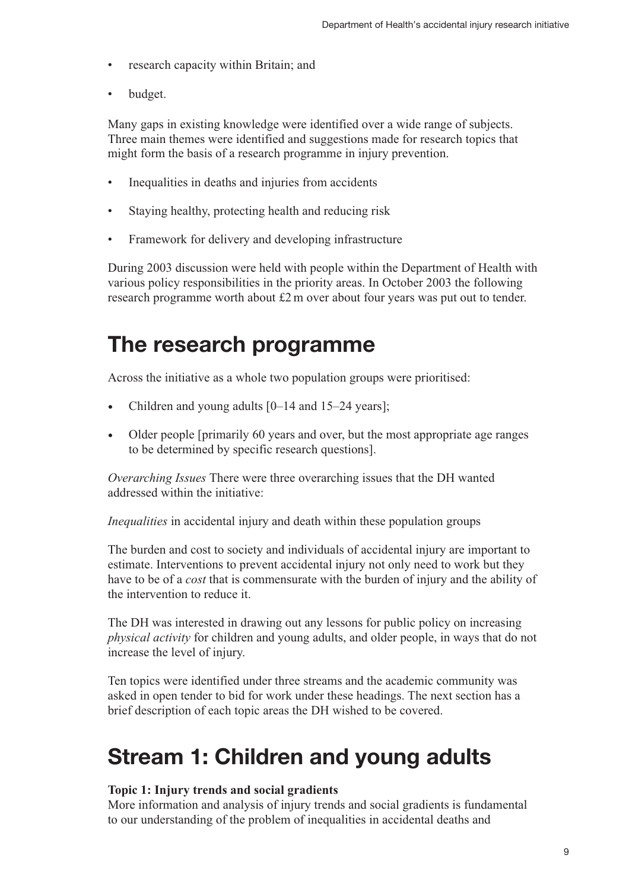- research capacity within Britain; and
- budget.

Many gaps in existing knowledge were identified over a wide range of subjects. Three main themes were identified and suggestions made for research topics that might form the basis of a research programme in injury prevention.

- Inequalities in deaths and injuries from accidents
- Staying healthy, protecting health and reducing risk
- Framework for delivery and developing infrastructure

During 2003 discussion were held with people within the Department of Health with various policy responsibilities in the priority areas. In October 2003 the following research programme worth about £2 m over about four years was put out to tender.

# The research programme

Across the initiative as a whole two population groups were prioritised:

- Children and young adults [0–14 and 15–24 years];
- Older people [primarily 60 years and over, but the most appropriate age ranges to be determined by specific research questions].

*Overarching Issues* There were three overarching issues that the DH wanted addressed within the initiative:

*Inequalities* in accidental injury and death within these population groups

The burden and cost to society and individuals of accidental injury are important to estimate. Interventions to prevent accidental injury not only need to work but they have to be of a *cost* that is commensurate with the burden of injury and the ability of the intervention to reduce it.

The DH was interested in drawing out any lessons for public policy on increasing *physical activity* for children and young adults, and older people, in ways that do not increase the level of injury.

Ten topics were identified under three streams and the academic community was asked in open tender to bid for work under these headings. The next section has a brief description of each topic areas the DH wished to be covered.

# Stream 1: Children and young adults

**Topic 1: Injury trends and social gradients**
More information and analysis of injury trends and social gradients is fundamental to our understanding of the problem of inequalities in accidental deaths and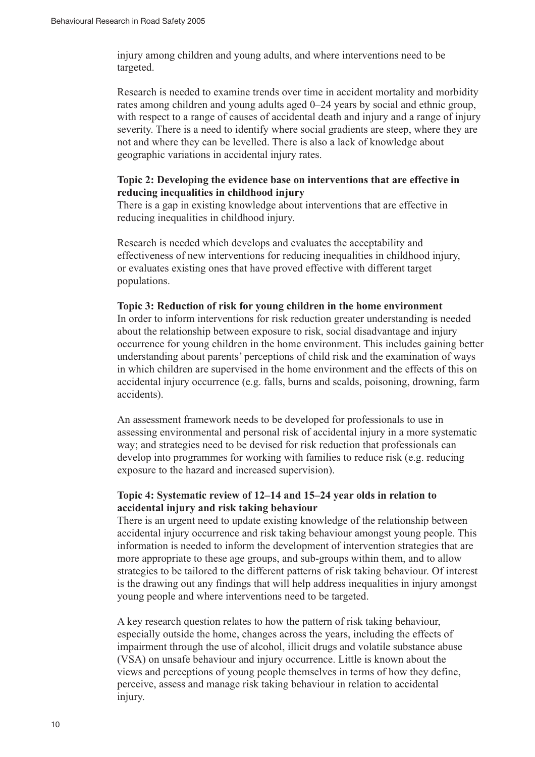injury among children and young adults, and where interventions need to be targeted.

Research is needed to examine trends over time in accident mortality and morbidity rates among children and young adults aged 0–24 years by social and ethnic group, with respect to a range of causes of accidental death and injury and a range of injury severity. There is a need to identify where social gradients are steep, where they are not and where they can be levelled. There is also a lack of knowledge about geographic variations in accidental injury rates.

**Topic 2: Developing the evidence base on interventions that are effective in reducing inequalities in childhood injury**

There is a gap in existing knowledge about interventions that are effective in reducing inequalities in childhood injury.

Research is needed which develops and evaluates the acceptability and effectiveness of new interventions for reducing inequalities in childhood injury, or evaluates existing ones that have proved effective with different target populations.

**Topic 3: Reduction of risk for young children in the home environment**

In order to inform interventions for risk reduction greater understanding is needed about the relationship between exposure to risk, social disadvantage and injury occurrence for young children in the home environment. This includes gaining better understanding about parents' perceptions of child risk and the examination of ways in which children are supervised in the home environment and the effects of this on accidental injury occurrence (e.g. falls, burns and scalds, poisoning, drowning, farm accidents).

An assessment framework needs to be developed for professionals to use in assessing environmental and personal risk of accidental injury in a more systematic way; and strategies need to be devised for risk reduction that professionals can develop into programmes for working with families to reduce risk (e.g. reducing exposure to the hazard and increased supervision).

**Topic 4: Systematic review of 12–14 and 15–24 year olds in relation to accidental injury and risk taking behaviour**

There is an urgent need to update existing knowledge of the relationship between accidental injury occurrence and risk taking behaviour amongst young people. This information is needed to inform the development of intervention strategies that are more appropriate to these age groups, and sub-groups within them, and to allow strategies to be tailored to the different patterns of risk taking behaviour. Of interest is the drawing out any findings that will help address inequalities in injury amongst young people and where interventions need to be targeted.

A key research question relates to how the pattern of risk taking behaviour, especially outside the home, changes across the years, including the effects of impairment through the use of alcohol, illicit drugs and volatile substance abuse (VSA) on unsafe behaviour and injury occurrence. Little is known about the views and perceptions of young people themselves in terms of how they define, perceive, assess and manage risk taking behaviour in relation to accidental injury.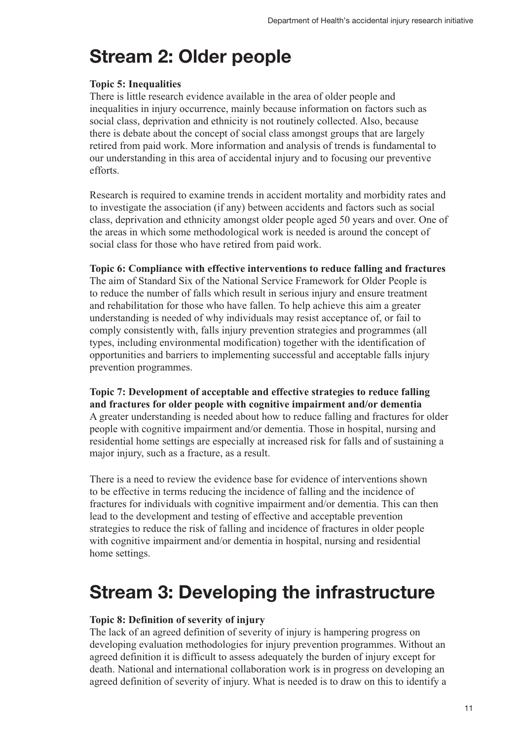# Stream 2: Older people

**Topic 5: Inequalities**

There is little research evidence available in the area of older people and inequalities in injury occurrence, mainly because information on factors such as social class, deprivation and ethnicity is not routinely collected. Also, because there is debate about the concept of social class amongst groups that are largely retired from paid work. More information and analysis of trends is fundamental to our understanding in this area of accidental injury and to focusing our preventive efforts.

Research is required to examine trends in accident mortality and morbidity rates and to investigate the association (if any) between accidents and factors such as social class, deprivation and ethnicity amongst older people aged 50 years and over. One of the areas in which some methodological work is needed is around the concept of social class for those who have retired from paid work.

**Topic 6: Compliance with effective interventions to reduce falling and fractures**

The aim of Standard Six of the National Service Framework for Older People is to reduce the number of falls which result in serious injury and ensure treatment and rehabilitation for those who have fallen. To help achieve this aim a greater understanding is needed of why individuals may resist acceptance of, or fail to comply consistently with, falls injury prevention strategies and programmes (all types, including environmental modification) together with the identification of opportunities and barriers to implementing successful and acceptable falls injury prevention programmes.

**Topic 7: Development of acceptable and effective strategies to reduce falling and fractures for older people with cognitive impairment and/or dementia**

A greater understanding is needed about how to reduce falling and fractures for older people with cognitive impairment and/or dementia. Those in hospital, nursing and residential home settings are especially at increased risk for falls and of sustaining a major injury, such as a fracture, as a result.

There is a need to review the evidence base for evidence of interventions shown to be effective in terms reducing the incidence of falling and the incidence of fractures for individuals with cognitive impairment and/or dementia. This can then lead to the development and testing of effective and acceptable prevention strategies to reduce the risk of falling and incidence of fractures in older people with cognitive impairment and/or dementia in hospital, nursing and residential home settings.

# Stream 3: Developing the infrastructure

**Topic 8: Definition of severity of injury**

The lack of an agreed definition of severity of injury is hampering progress on developing evaluation methodologies for injury prevention programmes. Without an agreed definition it is difficult to assess adequately the burden of injury except for death. National and international collaboration work is in progress on developing an agreed definition of severity of injury. What is needed is to draw on this to identify a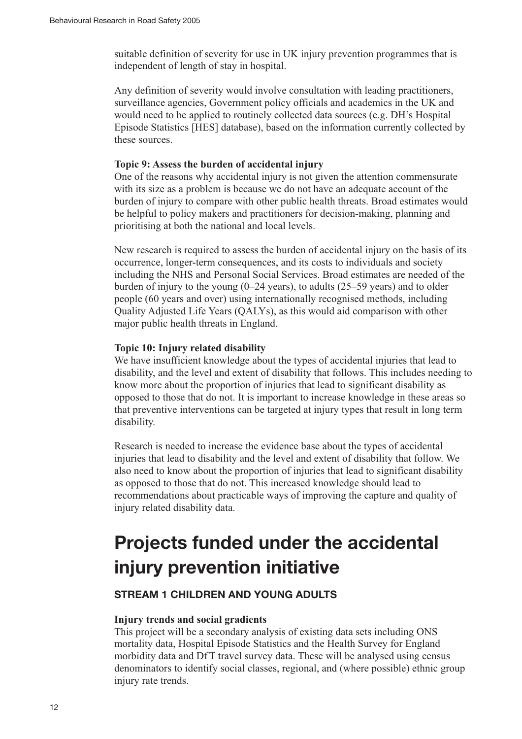suitable definition of severity for use in UK injury prevention programmes that is independent of length of stay in hospital.

Any definition of severity would involve consultation with leading practitioners, surveillance agencies, Government policy officials and academics in the UK and would need to be applied to routinely collected data sources (e.g. DH's Hospital Episode Statistics [HES] database), based on the information currently collected by these sources.

**Topic 9: Assess the burden of accidental injury**

One of the reasons why accidental injury is not given the attention commensurate with its size as a problem is because we do not have an adequate account of the burden of injury to compare with other public health threats. Broad estimates would be helpful to policy makers and practitioners for decision-making, planning and prioritising at both the national and local levels.

New research is required to assess the burden of accidental injury on the basis of its occurrence, longer-term consequences, and its costs to individuals and society including the NHS and Personal Social Services. Broad estimates are needed of the burden of injury to the young (0–24 years), to adults (25–59 years) and to older people (60 years and over) using internationally recognised methods, including Quality Adjusted Life Years (QALYs), as this would aid comparison with other major public health threats in England.

**Topic 10: Injury related disability**

We have insufficient knowledge about the types of accidental injuries that lead to disability, and the level and extent of disability that follows. This includes needing to know more about the proportion of injuries that lead to significant disability as opposed to those that do not. It is important to increase knowledge in these areas so that preventive interventions can be targeted at injury types that result in long term disability.

Research is needed to increase the evidence base about the types of accidental injuries that lead to disability and the level and extent of disability that follow. We also need to know about the proportion of injuries that lead to significant disability as opposed to those that do not. This increased knowledge should lead to recommendations about practicable ways of improving the capture and quality of injury related disability data.

# Projects funded under the accidental injury prevention initiative

## STREAM 1 CHILDREN AND YOUNG ADULTS

**Injury trends and social gradients**

This project will be a secondary analysis of existing data sets including ONS mortality data, Hospital Episode Statistics and the Health Survey for England morbidity data and DfT travel survey data. These will be analysed using census denominators to identify social classes, regional, and (where possible) ethnic group injury rate trends.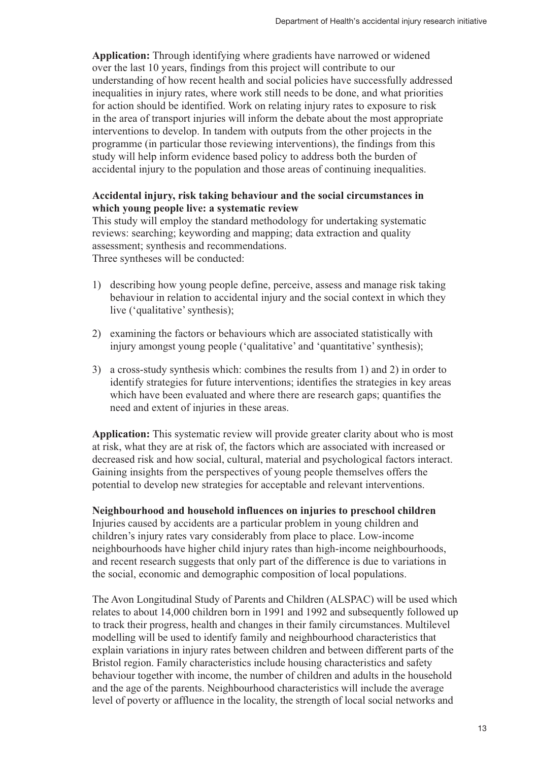**Application:** Through identifying where gradients have narrowed or widened over the last 10 years, findings from this project will contribute to our understanding of how recent health and social policies have successfully addressed inequalities in injury rates, where work still needs to be done, and what priorities for action should be identified. Work on relating injury rates to exposure to risk in the area of transport injuries will inform the debate about the most appropriate interventions to develop. In tandem with outputs from the other projects in the programme (in particular those reviewing interventions), the findings from this study will help inform evidence based policy to address both the burden of accidental injury to the population and those areas of continuing inequalities.

**Accidental injury, risk taking behaviour and the social circumstances in which young people live: a systematic review**

This study will employ the standard methodology for undertaking systematic reviews: searching; keywording and mapping; data extraction and quality assessment; synthesis and recommendations.
Three syntheses will be conducted:

1) describing how young people define, perceive, assess and manage risk taking behaviour in relation to accidental injury and the social context in which they live ('qualitative' synthesis);

2) examining the factors or behaviours which are associated statistically with injury amongst young people ('qualitative' and 'quantitative' synthesis);

3) a cross-study synthesis which: combines the results from 1) and 2) in order to identify strategies for future interventions; identifies the strategies in key areas which have been evaluated and where there are research gaps; quantifies the need and extent of injuries in these areas.

**Application:** This systematic review will provide greater clarity about who is most at risk, what they are at risk of, the factors which are associated with increased or decreased risk and how social, cultural, material and psychological factors interact. Gaining insights from the perspectives of young people themselves offers the potential to develop new strategies for acceptable and relevant interventions.

**Neighbourhood and household influences on injuries to preschool children**

Injuries caused by accidents are a particular problem in young children and children's injury rates vary considerably from place to place. Low-income neighbourhoods have higher child injury rates than high-income neighbourhoods, and recent research suggests that only part of the difference is due to variations in the social, economic and demographic composition of local populations.

The Avon Longitudinal Study of Parents and Children (ALSPAC) will be used which relates to about 14,000 children born in 1991 and 1992 and subsequently followed up to track their progress, health and changes in their family circumstances. Multilevel modelling will be used to identify family and neighbourhood characteristics that explain variations in injury rates between children and between different parts of the Bristol region. Family characteristics include housing characteristics and safety behaviour together with income, the number of children and adults in the household and the age of the parents. Neighbourhood characteristics will include the average level of poverty or affluence in the locality, the strength of local social networks and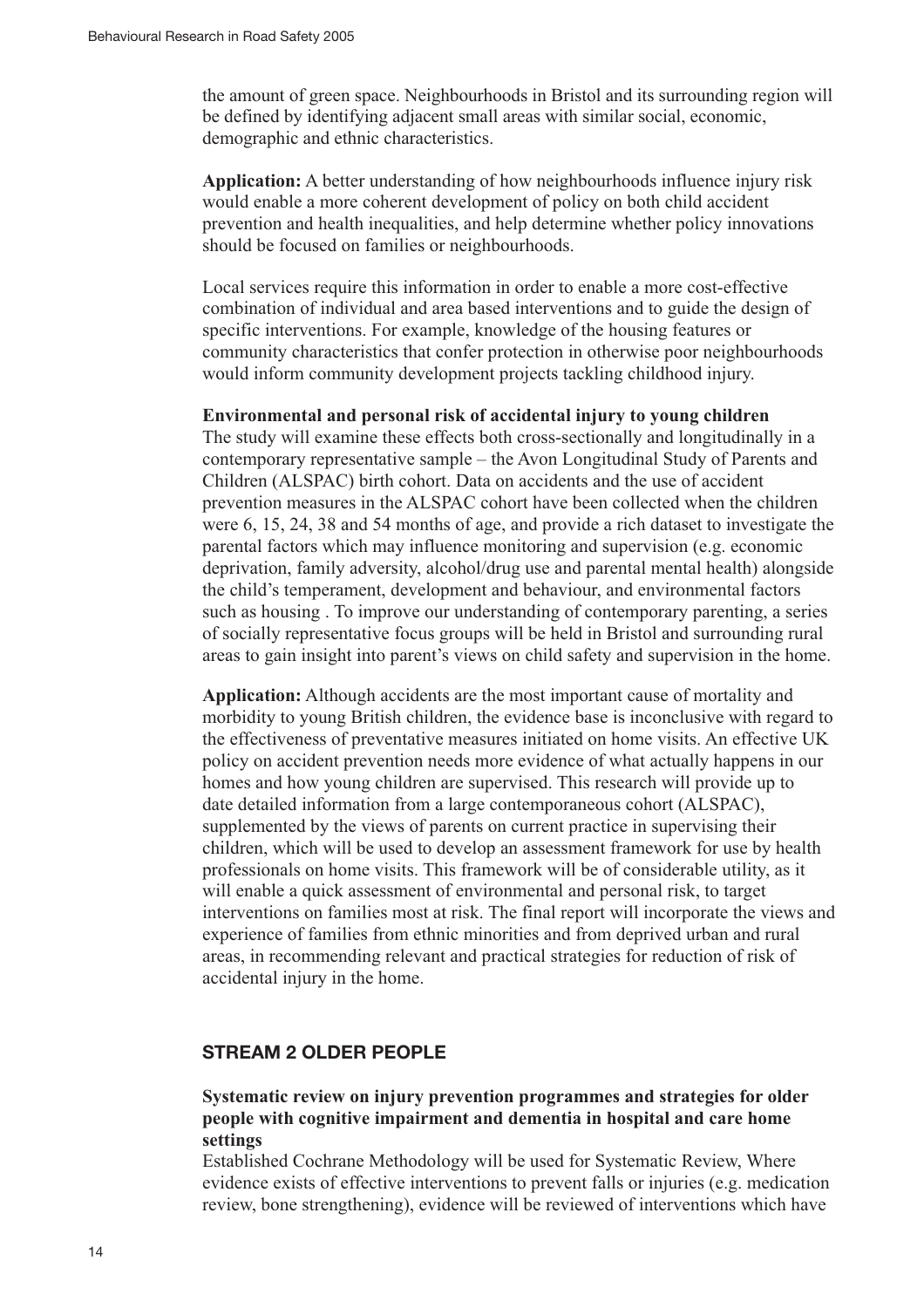the amount of green space. Neighbourhoods in Bristol and its surrounding region will be defined by identifying adjacent small areas with similar social, economic, demographic and ethnic characteristics.

**Application:** A better understanding of how neighbourhoods influence injury risk would enable a more coherent development of policy on both child accident prevention and health inequalities, and help determine whether policy innovations should be focused on families or neighbourhoods.

Local services require this information in order to enable a more cost-effective combination of individual and area based interventions and to guide the design of specific interventions. For example, knowledge of the housing features or community characteristics that confer protection in otherwise poor neighbourhoods would inform community development projects tackling childhood injury.

**Environmental and personal risk of accidental injury to young children**
The study will examine these effects both cross-sectionally and longitudinally in a contemporary representative sample – the Avon Longitudinal Study of Parents and Children (ALSPAC) birth cohort. Data on accidents and the use of accident prevention measures in the ALSPAC cohort have been collected when the children were 6, 15, 24, 38 and 54 months of age, and provide a rich dataset to investigate the parental factors which may influence monitoring and supervision (e.g. economic deprivation, family adversity, alcohol/drug use and parental mental health) alongside the child's temperament, development and behaviour, and environmental factors such as housing . To improve our understanding of contemporary parenting, a series of socially representative focus groups will be held in Bristol and surrounding rural areas to gain insight into parent's views on child safety and supervision in the home.

**Application:** Although accidents are the most important cause of mortality and morbidity to young British children, the evidence base is inconclusive with regard to the effectiveness of preventative measures initiated on home visits. An effective UK policy on accident prevention needs more evidence of what actually happens in our homes and how young children are supervised. This research will provide up to date detailed information from a large contemporaneous cohort (ALSPAC), supplemented by the views of parents on current practice in supervising their children, which will be used to develop an assessment framework for use by health professionals on home visits. This framework will be of considerable utility, as it will enable a quick assessment of environmental and personal risk, to target interventions on families most at risk. The final report will incorporate the views and experience of families from ethnic minorities and from deprived urban and rural areas, in recommending relevant and practical strategies for reduction of risk of accidental injury in the home.

## STREAM 2 OLDER PEOPLE

**Systematic review on injury prevention programmes and strategies for older people with cognitive impairment and dementia in hospital and care home settings**
Established Cochrane Methodology will be used for Systematic Review, Where evidence exists of effective interventions to prevent falls or injuries (e.g. medication review, bone strengthening), evidence will be reviewed of interventions which have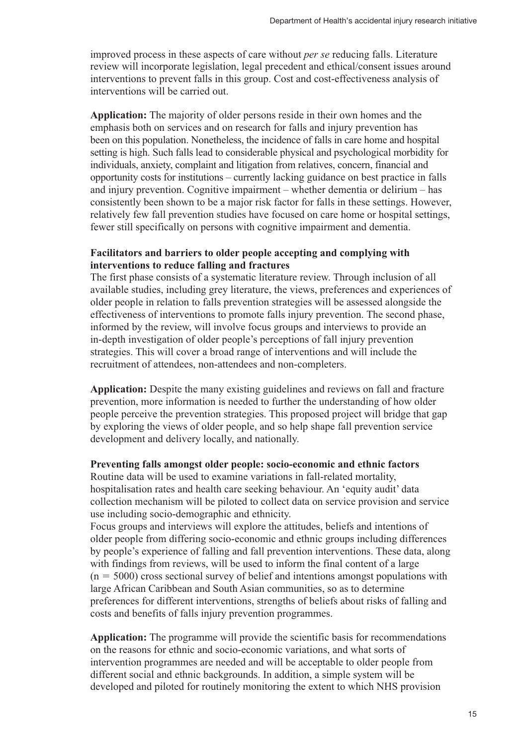improved process in these aspects of care without *per se* reducing falls. Literature review will incorporate legislation, legal precedent and ethical/consent issues around interventions to prevent falls in this group. Cost and cost-effectiveness analysis of interventions will be carried out.

**Application:** The majority of older persons reside in their own homes and the emphasis both on services and on research for falls and injury prevention has been on this population. Nonetheless, the incidence of falls in care home and hospital setting is high. Such falls lead to considerable physical and psychological morbidity for individuals, anxiety, complaint and litigation from relatives, concern, financial and opportunity costs for institutions – currently lacking guidance on best practice in falls and injury prevention. Cognitive impairment – whether dementia or delirium – has consistently been shown to be a major risk factor for falls in these settings. However, relatively few fall prevention studies have focused on care home or hospital settings, fewer still specifically on persons with cognitive impairment and dementia.

**Facilitators and barriers to older people accepting and complying with interventions to reduce falling and fractures**

The first phase consists of a systematic literature review. Through inclusion of all available studies, including grey literature, the views, preferences and experiences of older people in relation to falls prevention strategies will be assessed alongside the effectiveness of interventions to promote falls injury prevention. The second phase, informed by the review, will involve focus groups and interviews to provide an in-depth investigation of older people's perceptions of fall injury prevention strategies. This will cover a broad range of interventions and will include the recruitment of attendees, non-attendees and non-completers.

**Application:** Despite the many existing guidelines and reviews on fall and fracture prevention, more information is needed to further the understanding of how older people perceive the prevention strategies. This proposed project will bridge that gap by exploring the views of older people, and so help shape fall prevention service development and delivery locally, and nationally.

**Preventing falls amongst older people: socio-economic and ethnic factors**

Routine data will be used to examine variations in fall-related mortality, hospitalisation rates and health care seeking behaviour. An 'equity audit' data collection mechanism will be piloted to collect data on service provision and service use including socio-demographic and ethnicity.

Focus groups and interviews will explore the attitudes, beliefs and intentions of older people from differing socio-economic and ethnic groups including differences by people's experience of falling and fall prevention interventions. These data, along with findings from reviews, will be used to inform the final content of a large ($n = 5000$) cross sectional survey of belief and intentions amongst populations with large African Caribbean and South Asian communities, so as to determine preferences for different interventions, strengths of beliefs about risks of falling and costs and benefits of falls injury prevention programmes.

**Application:** The programme will provide the scientific basis for recommendations on the reasons for ethnic and socio-economic variations, and what sorts of intervention programmes are needed and will be acceptable to older people from different social and ethnic backgrounds. In addition, a simple system will be developed and piloted for routinely monitoring the extent to which NHS provision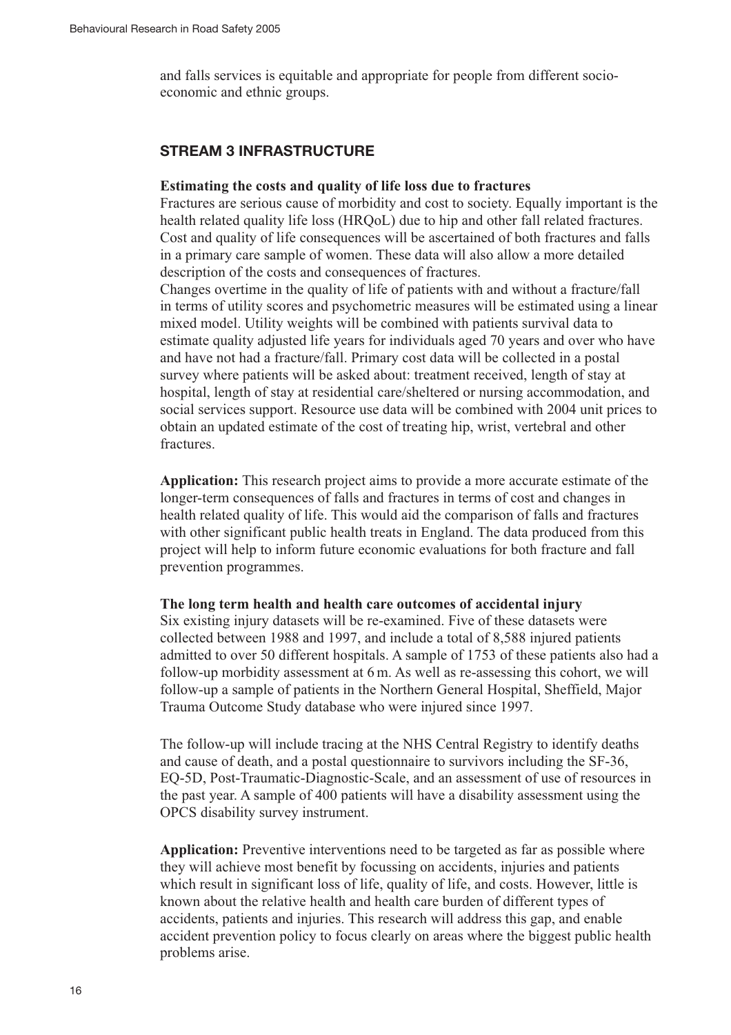and falls services is equitable and appropriate for people from different socio-economic and ethnic groups.

## STREAM 3 INFRASTRUCTURE

### Estimating the costs and quality of life loss due to fractures

Fractures are serious cause of morbidity and cost to society. Equally important is the health related quality life loss (HRQoL) due to hip and other fall related fractures. Cost and quality of life consequences will be ascertained of both fractures and falls in a primary care sample of women. These data will also allow a more detailed description of the costs and consequences of fractures.

Changes overtime in the quality of life of patients with and without a fracture/fall in terms of utility scores and psychometric measures will be estimated using a linear mixed model. Utility weights will be combined with patients survival data to estimate quality adjusted life years for individuals aged 70 years and over who have and have not had a fracture/fall. Primary cost data will be collected in a postal survey where patients will be asked about: treatment received, length of stay at hospital, length of stay at residential care/sheltered or nursing accommodation, and social services support. Resource use data will be combined with 2004 unit prices to obtain an updated estimate of the cost of treating hip, wrist, vertebral and other fractures.

**Application:** This research project aims to provide a more accurate estimate of the longer-term consequences of falls and fractures in terms of cost and changes in health related quality of life. This would aid the comparison of falls and fractures with other significant public health treats in England. The data produced from this project will help to inform future economic evaluations for both fracture and fall prevention programmes.

### The long term health and health care outcomes of accidental injury

Six existing injury datasets will be re-examined. Five of these datasets were collected between 1988 and 1997, and include a total of 8,588 injured patients admitted to over 50 different hospitals. A sample of 1753 of these patients also had a follow-up morbidity assessment at 6 m. As well as re-assessing this cohort, we will follow-up a sample of patients in the Northern General Hospital, Sheffield, Major Trauma Outcome Study database who were injured since 1997.

The follow-up will include tracing at the NHS Central Registry to identify deaths and cause of death, and a postal questionnaire to survivors including the SF-36, EQ-5D, Post-Traumatic-Diagnostic-Scale, and an assessment of use of resources in the past year. A sample of 400 patients will have a disability assessment using the OPCS disability survey instrument.

**Application:** Preventive interventions need to be targeted as far as possible where they will achieve most benefit by focussing on accidents, injuries and patients which result in significant loss of life, quality of life, and costs. However, little is known about the relative health and health care burden of different types of accidents, patients and injuries. This research will address this gap, and enable accident prevention policy to focus clearly on areas where the biggest public health problems arise.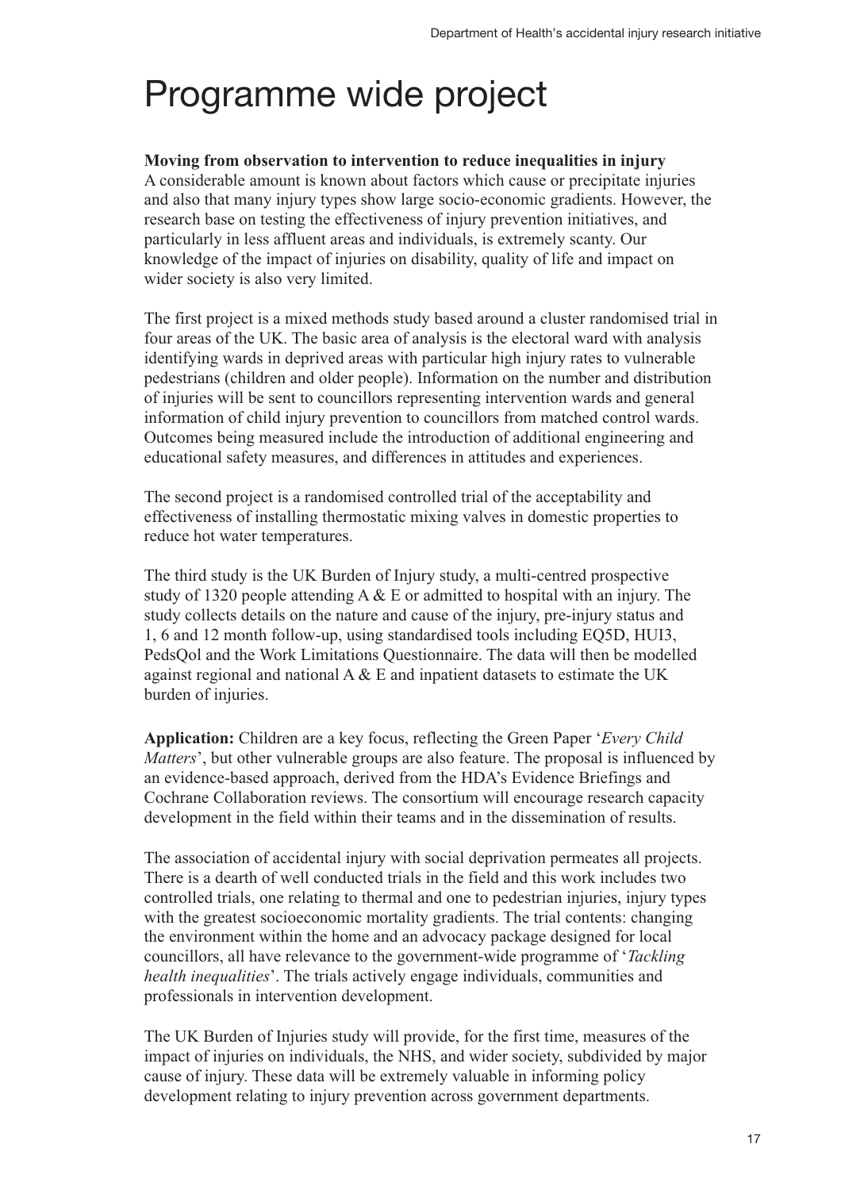# Programme wide project

**Moving from observation to intervention to reduce inequalities in injury**
A considerable amount is known about factors which cause or precipitate injuries and also that many injury types show large socio-economic gradients. However, the research base on testing the effectiveness of injury prevention initiatives, and particularly in less affluent areas and individuals, is extremely scanty. Our knowledge of the impact of injuries on disability, quality of life and impact on wider society is also very limited.

The first project is a mixed methods study based around a cluster randomised trial in four areas of the UK. The basic area of analysis is the electoral ward with analysis identifying wards in deprived areas with particular high injury rates to vulnerable pedestrians (children and older people). Information on the number and distribution of injuries will be sent to councillors representing intervention wards and general information of child injury prevention to councillors from matched control wards. Outcomes being measured include the introduction of additional engineering and educational safety measures, and differences in attitudes and experiences.

The second project is a randomised controlled trial of the acceptability and effectiveness of installing thermostatic mixing valves in domestic properties to reduce hot water temperatures.

The third study is the UK Burden of Injury study, a multi-centred prospective study of 1320 people attending A & E or admitted to hospital with an injury. The study collects details on the nature and cause of the injury, pre-injury status and 1, 6 and 12 month follow-up, using standardised tools including EQ5D, HUI3, PedsQol and the Work Limitations Questionnaire. The data will then be modelled against regional and national A & E and inpatient datasets to estimate the UK burden of injuries.

**Application:** Children are a key focus, reflecting the Green Paper '*Every Child Matters*', but other vulnerable groups are also feature. The proposal is influenced by an evidence-based approach, derived from the HDA's Evidence Briefings and Cochrane Collaboration reviews. The consortium will encourage research capacity development in the field within their teams and in the dissemination of results.

The association of accidental injury with social deprivation permeates all projects. There is a dearth of well conducted trials in the field and this work includes two controlled trials, one relating to thermal and one to pedestrian injuries, injury types with the greatest socioeconomic mortality gradients. The trial contents: changing the environment within the home and an advocacy package designed for local councillors, all have relevance to the government-wide programme of '*Tackling health inequalities*'. The trials actively engage individuals, communities and professionals in intervention development.

The UK Burden of Injuries study will provide, for the first time, measures of the impact of injuries on individuals, the NHS, and wider society, subdivided by major cause of injury. These data will be extremely valuable in informing policy development relating to injury prevention across government departments.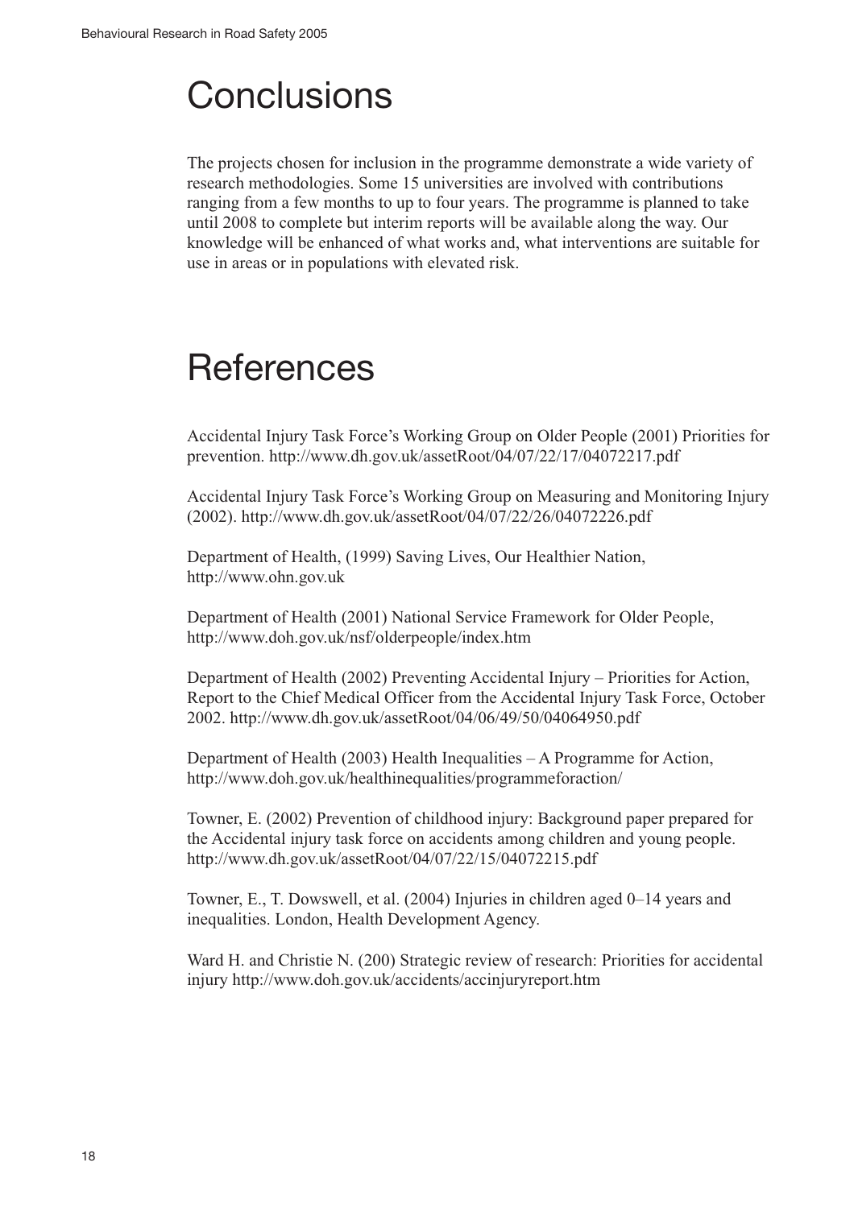# Conclusions

The projects chosen for inclusion in the programme demonstrate a wide variety of research methodologies. Some 15 universities are involved with contributions ranging from a few months to up to four years. The programme is planned to take until 2008 to complete but interim reports will be available along the way. Our knowledge will be enhanced of what works and, what interventions are suitable for use in areas or in populations with elevated risk.

# References

Accidental Injury Task Force's Working Group on Older People (2001) Priorities for prevention. http://www.dh.gov.uk/assetRoot/04/07/22/17/04072217.pdf

Accidental Injury Task Force's Working Group on Measuring and Monitoring Injury (2002). http://www.dh.gov.uk/assetRoot/04/07/22/26/04072226.pdf

Department of Health, (1999) Saving Lives, Our Healthier Nation, http://www.ohn.gov.uk

Department of Health (2001) National Service Framework for Older People, http://www.doh.gov.uk/nsf/olderpeople/index.htm

Department of Health (2002) Preventing Accidental Injury – Priorities for Action, Report to the Chief Medical Officer from the Accidental Injury Task Force, October 2002. http://www.dh.gov.uk/assetRoot/04/06/49/50/04064950.pdf

Department of Health (2003) Health Inequalities – A Programme for Action, http://www.doh.gov.uk/healthinequalities/programmeforaction/

Towner, E. (2002) Prevention of childhood injury: Background paper prepared for the Accidental injury task force on accidents among children and young people. http://www.dh.gov.uk/assetRoot/04/07/22/15/04072215.pdf

Towner, E., T. Dowswell, et al. (2004) Injuries in children aged 0–14 years and inequalities. London, Health Development Agency.

Ward H. and Christie N. (200) Strategic review of research: Priorities for accidental injury http://www.doh.gov.uk/accidents/accinjuryreport.htm